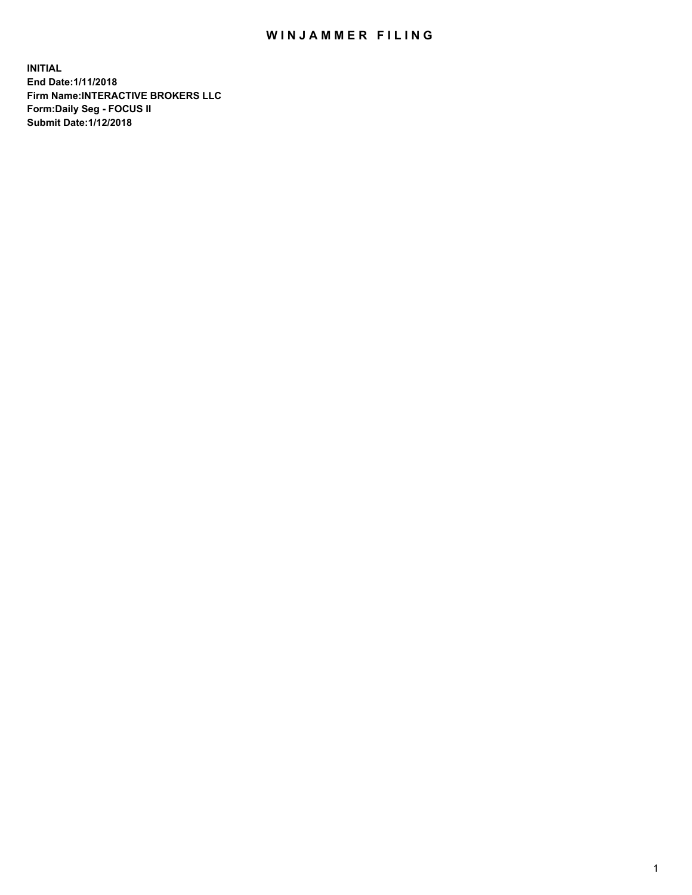# WINJAMMER FILING

**INITIAL**
**End Date:1/11/2018**
**Firm Name:INTERACTIVE BROKERS LLC**
**Form:Daily Seg - FOCUS II**
**Submit Date:1/12/2018**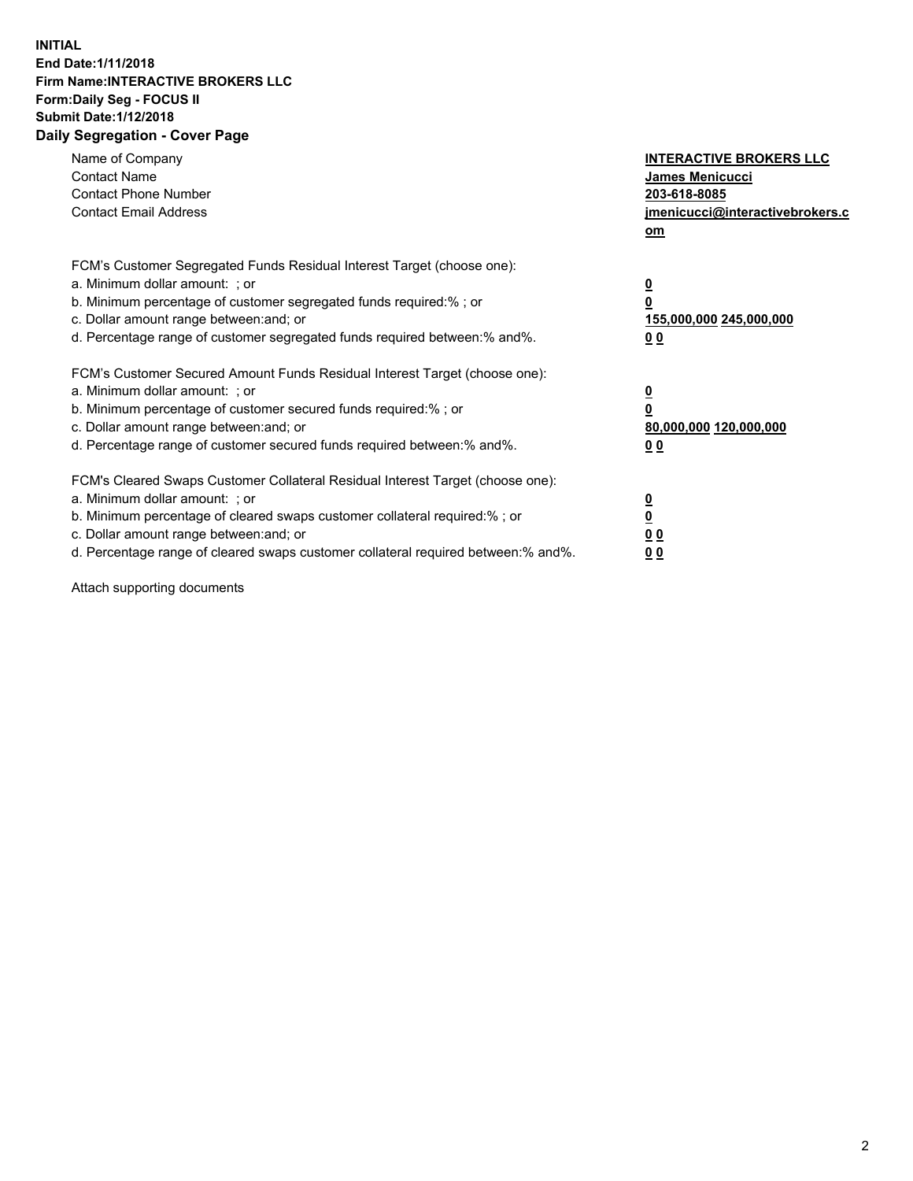**INITIAL**
**End Date:1/11/2018**
**Firm Name:INTERACTIVE BROKERS LLC**
**Form:Daily Seg - FOCUS II**
**Submit Date:1/12/2018**

## Daily Segregation - Cover Page

| | |
|---|---|
| Name of Company | **INTERACTIVE BROKERS LLC** |
| Contact Name | **James Menicucci** |
| Contact Phone Number | **203-618-8085** |
| Contact Email Address | **jmenicucci@interactivebrokers.com** |

FCM's Customer Segregated Funds Residual Interest Target (choose one):

| | |
|---|---|
| a. Minimum dollar amount: ; or | **0** |
| b. Minimum percentage of customer segregated funds required:% ; or | **0** |
| c. Dollar amount range between:and; or | **155,000,000 245,000,000** |
| d. Percentage range of customer segregated funds required between:% and%. | **0 0** |

FCM's Customer Secured Amount Funds Residual Interest Target (choose one):

| | |
|---|---|
| a. Minimum dollar amount: ; or | **0** |
| b. Minimum percentage of customer secured funds required:% ; or | **0** |
| c. Dollar amount range between:and; or | **80,000,000 120,000,000** |
| d. Percentage range of customer secured funds required between:% and%. | **0 0** |

FCM's Cleared Swaps Customer Collateral Residual Interest Target (choose one):

| | |
|---|---|
| a. Minimum dollar amount: ; or | **0** |
| b. Minimum percentage of cleared swaps customer collateral required:% ; or | **0** |
| c. Dollar amount range between:and; or | **0 0** |
| d. Percentage range of cleared swaps customer collateral required between:% and%. | **0 0** |

Attach supporting documents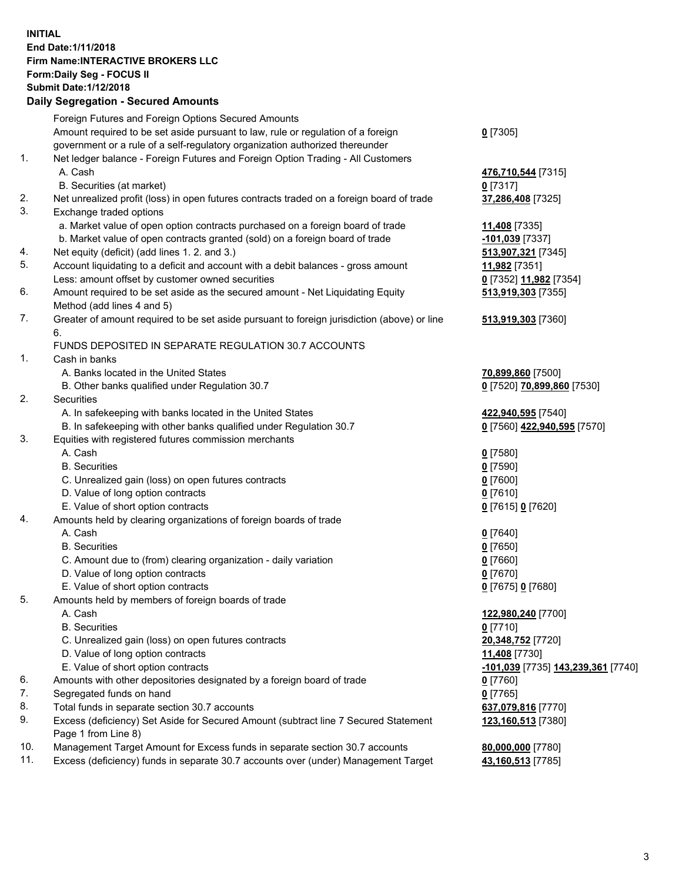**INITIAL**
**End Date:1/11/2018**
**Firm Name:INTERACTIVE BROKERS LLC**
**Form:Daily Seg - FOCUS II**
**Submit Date:1/12/2018**
**Daily Segregation - Secured Amounts**

| | | |
|---|---|---|
| | Foreign Futures and Foreign Options Secured Amounts | |
| | Amount required to be set aside pursuant to law, rule or regulation of a foreign government or a rule of a self-regulatory organization authorized thereunder | **0** [7305] |
| 1. | Net ledger balance - Foreign Futures and Foreign Option Trading - All Customers | |
| | A. Cash | **476,710,544** [7315] |
| | B. Securities (at market) | **0** [7317] |
| 2. | Net unrealized profit (loss) in open futures contracts traded on a foreign board of trade | **37,286,408** [7325] |
| 3. | Exchange traded options | |
| | a. Market value of open option contracts purchased on a foreign board of trade | **11,408** [7335] |
| | b. Market value of open contracts granted (sold) on a foreign board of trade | **-101,039** [7337] |
| 4. | Net equity (deficit) (add lines 1. 2. and 3.) | **513,907,321** [7345] |
| 5. | Account liquidating to a deficit and account with a debit balances - gross amount | **11,982** [7351] |
| | Less: amount offset by customer owned securities | **0** [7352] **11,982** [7354] |
| 6. | Amount required to be set aside as the secured amount - Net Liquidating Equity Method (add lines 4 and 5) | **513,919,303** [7355] |
| 7. | Greater of amount required to be set aside pursuant to foreign jurisdiction (above) or line 6. | **513,919,303** [7360] |
| | FUNDS DEPOSITED IN SEPARATE REGULATION 30.7 ACCOUNTS | |
| 1. | Cash in banks | |
| | A. Banks located in the United States | **70,899,860** [7500] |
| | B. Other banks qualified under Regulation 30.7 | **0** [7520] **70,899,860** [7530] |
| 2. | Securities | |
| | A. In safekeeping with banks located in the United States | **422,940,595** [7540] |
| | B. In safekeeping with other banks qualified under Regulation 30.7 | **0** [7560] **422,940,595** [7570] |
| 3. | Equities with registered futures commission merchants | |
| | A. Cash | **0** [7580] |
| | B. Securities | **0** [7590] |
| | C. Unrealized gain (loss) on open futures contracts | **0** [7600] |
| | D. Value of long option contracts | **0** [7610] |
| | E. Value of short option contracts | **0** [7615] **0** [7620] |
| 4. | Amounts held by clearing organizations of foreign boards of trade | |
| | A. Cash | **0** [7640] |
| | B. Securities | **0** [7650] |
| | C. Amount due to (from) clearing organization - daily variation | **0** [7660] |
| | D. Value of long option contracts | **0** [7670] |
| | E. Value of short option contracts | **0** [7675] **0** [7680] |
| 5. | Amounts held by members of foreign boards of trade | |
| | A. Cash | **122,980,240** [7700] |
| | B. Securities | **0** [7710] |
| | C. Unrealized gain (loss) on open futures contracts | **20,348,752** [7720] |
| | D. Value of long option contracts | **11,408** [7730] |
| | E. Value of short option contracts | **-101,039** [7735] **143,239,361** [7740] |
| 6. | Amounts with other depositories designated by a foreign board of trade | **0** [7760] |
| 7. | Segregated funds on hand | **0** [7765] |
| 8. | Total funds in separate section 30.7 accounts | **637,079,816** [7770] |
| 9. | Excess (deficiency) Set Aside for Secured Amount (subtract line 7 Secured Statement Page 1 from Line 8) | **123,160,513** [7380] |
| 10. | Management Target Amount for Excess funds in separate section 30.7 accounts | **80,000,000** [7780] |
| 11. | Excess (deficiency) funds in separate 30.7 accounts over (under) Management Target | **43,160,513** [7785] |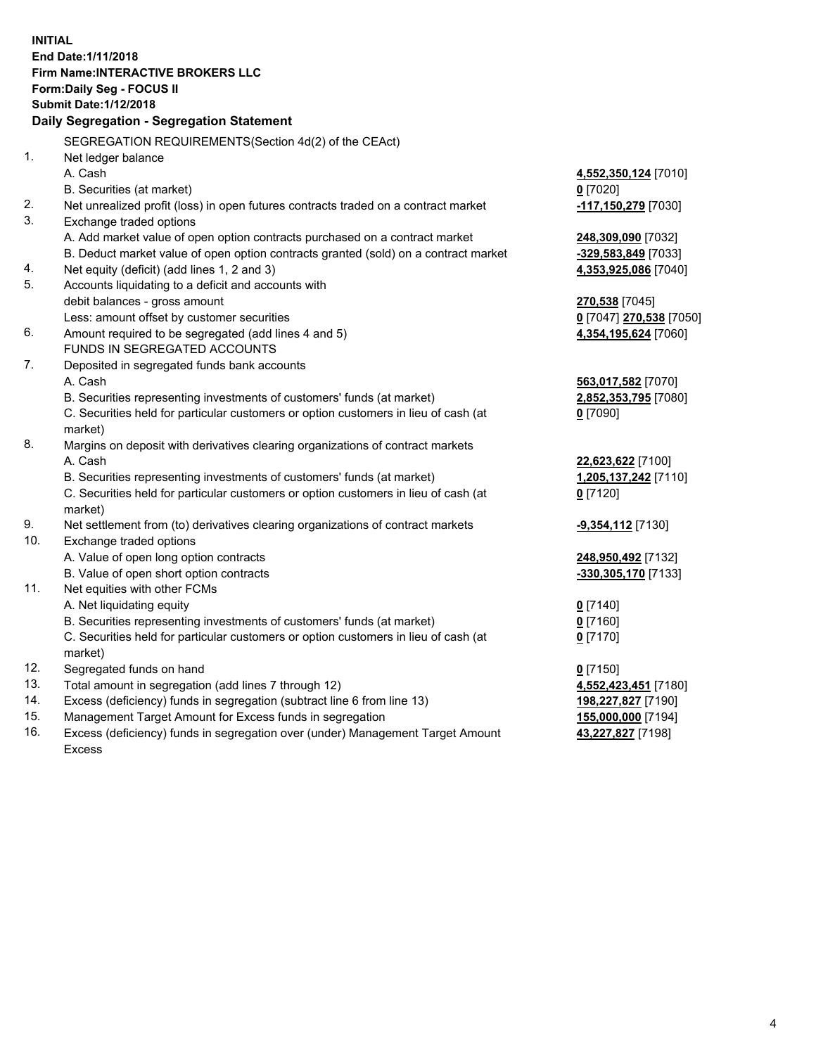**INITIAL**
**End Date:1/11/2018**
**Firm Name:INTERACTIVE BROKERS LLC**
**Form:Daily Seg - FOCUS II**
**Submit Date:1/12/2018**

## Daily Segregation - Segregation Statement

| | | |
|---|---|---|
| | SEGREGATION REQUIREMENTS(Section 4d(2) of the CEAct) | |
| 1. | Net ledger balance | |
| | A. Cash | **4,552,350,124** [7010] |
| | B. Securities (at market) | **0** [7020] |
| 2. | Net unrealized profit (loss) in open futures contracts traded on a contract market | **-117,150,279** [7030] |
| 3. | Exchange traded options | |
| | A. Add market value of open option contracts purchased on a contract market | **248,309,090** [7032] |
| | B. Deduct market value of open option contracts granted (sold) on a contract market | **-329,583,849** [7033] |
| 4. | Net equity (deficit) (add lines 1, 2 and 3) | **4,353,925,086** [7040] |
| 5. | Accounts liquidating to a deficit and accounts with | |
| | debit balances - gross amount | **270,538** [7045] |
| | Less: amount offset by customer securities | **0** [7047] **270,538** [7050] |
| 6. | Amount required to be segregated (add lines 4 and 5) | **4,354,195,624** [7060] |
| | FUNDS IN SEGREGATED ACCOUNTS | |
| 7. | Deposited in segregated funds bank accounts | |
| | A. Cash | **563,017,582** [7070] |
| | B. Securities representing investments of customers' funds (at market) | **2,852,353,795** [7080] |
| | C. Securities held for particular customers or option customers in lieu of cash (at market) | **0** [7090] |
| 8. | Margins on deposit with derivatives clearing organizations of contract markets | |
| | A. Cash | **22,623,622** [7100] |
| | B. Securities representing investments of customers' funds (at market) | **1,205,137,242** [7110] |
| | C. Securities held for particular customers or option customers in lieu of cash (at market) | **0** [7120] |
| 9. | Net settlement from (to) derivatives clearing organizations of contract markets | **-9,354,112** [7130] |
| 10. | Exchange traded options | |
| | A. Value of open long option contracts | **248,950,492** [7132] |
| | B. Value of open short option contracts | **-330,305,170** [7133] |
| 11. | Net equities with other FCMs | |
| | A. Net liquidating equity | **0** [7140] |
| | B. Securities representing investments of customers' funds (at market) | **0** [7160] |
| | C. Securities held for particular customers or option customers in lieu of cash (at market) | **0** [7170] |
| 12. | Segregated funds on hand | **0** [7150] |
| 13. | Total amount in segregation (add lines 7 through 12) | **4,552,423,451** [7180] |
| 14. | Excess (deficiency) funds in segregation (subtract line 6 from line 13) | **198,227,827** [7190] |
| 15. | Management Target Amount for Excess funds in segregation | **155,000,000** [7194] |
| 16. | Excess (deficiency) funds in segregation over (under) Management Target Amount Excess | **43,227,827** [7198] |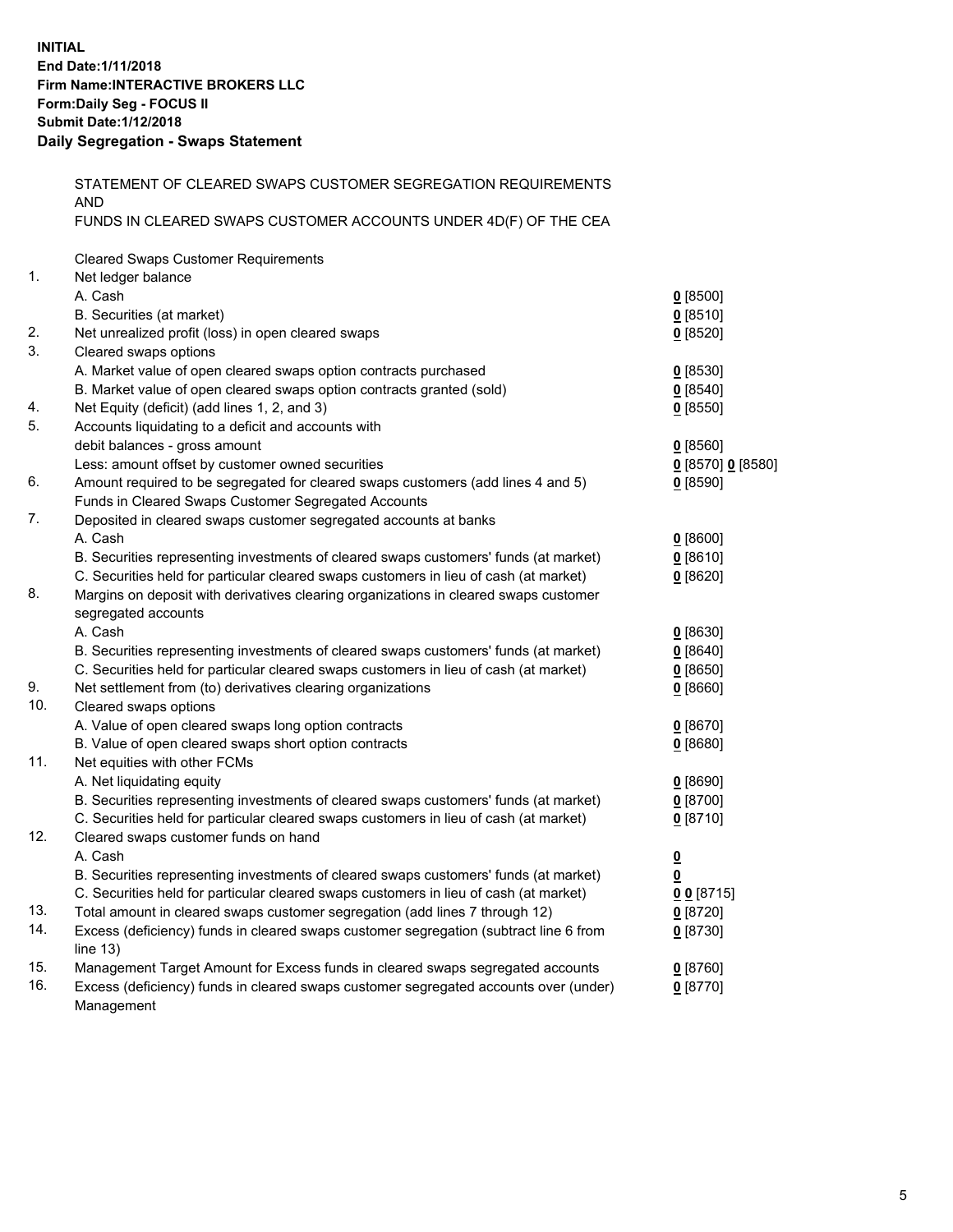**INITIAL**
**End Date:1/11/2018**
**Firm Name:INTERACTIVE BROKERS LLC**
**Form:Daily Seg - FOCUS II**
**Submit Date:1/12/2018**
**Daily Segregation - Swaps Statement**

STATEMENT OF CLEARED SWAPS CUSTOMER SEGREGATION REQUIREMENTS AND FUNDS IN CLEARED SWAPS CUSTOMER ACCOUNTS UNDER 4D(F) OF THE CEA

| | | |
|---|---|---|
| | Cleared Swaps Customer Requirements | |
| 1. | Net ledger balance | |
| | A. Cash | 0 [8500] |
| | B. Securities (at market) | 0 [8510] |
| 2. | Net unrealized profit (loss) in open cleared swaps | 0 [8520] |
| 3. | Cleared swaps options | |
| | A. Market value of open cleared swaps option contracts purchased | 0 [8530] |
| | B. Market value of open cleared swaps option contracts granted (sold) | 0 [8540] |
| 4. | Net Equity (deficit) (add lines 1, 2, and 3) | 0 [8550] |
| 5. | Accounts liquidating to a deficit and accounts with debit balances - gross amount | 0 [8560] |
| | Less: amount offset by customer owned securities | 0 [8570] 0 [8580] |
| 6. | Amount required to be segregated for cleared swaps customers (add lines 4 and 5) | 0 [8590] |
| | Funds in Cleared Swaps Customer Segregated Accounts | |
| 7. | Deposited in cleared swaps customer segregated accounts at banks | |
| | A. Cash | 0 [8600] |
| | B. Securities representing investments of cleared swaps customers' funds (at market) | 0 [8610] |
| | C. Securities held for particular cleared swaps customers in lieu of cash (at market) | 0 [8620] |
| 8. | Margins on deposit with derivatives clearing organizations in cleared swaps customer segregated accounts | |
| | A. Cash | 0 [8630] |
| | B. Securities representing investments of cleared swaps customers' funds (at market) | 0 [8640] |
| | C. Securities held for particular cleared swaps customers in lieu of cash (at market) | 0 [8650] |
| 9. | Net settlement from (to) derivatives clearing organizations | 0 [8660] |
| 10. | Cleared swaps options | |
| | A. Value of open cleared swaps long option contracts | 0 [8670] |
| | B. Value of open cleared swaps short option contracts | 0 [8680] |
| 11. | Net equities with other FCMs | |
| | A. Net liquidating equity | 0 [8690] |
| | B. Securities representing investments of cleared swaps customers' funds (at market) | 0 [8700] |
| | C. Securities held for particular cleared swaps customers in lieu of cash (at market) | 0 [8710] |
| 12. | Cleared swaps customer funds on hand | |
| | A. Cash | 0 |
| | B. Securities representing investments of cleared swaps customers' funds (at market) | 0 |
| | C. Securities held for particular cleared swaps customers in lieu of cash (at market) | 0 0 [8715] |
| 13. | Total amount in cleared swaps customer segregation (add lines 7 through 12) | 0 [8720] |
| 14. | Excess (deficiency) funds in cleared swaps customer segregation (subtract line 6 from line 13) | 0 [8730] |
| 15. | Management Target Amount for Excess funds in cleared swaps segregated accounts | 0 [8760] |
| 16. | Excess (deficiency) funds in cleared swaps customer segregated accounts over (under) Management | 0 [8770] |